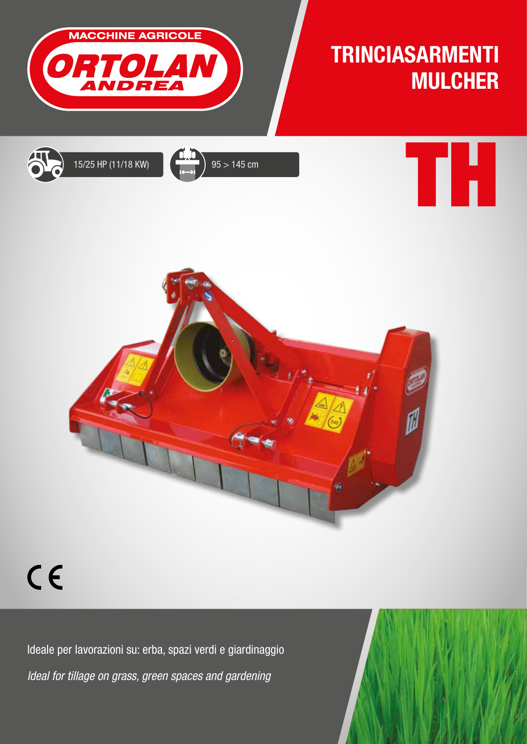MACCHINE AGRICOLE
ORTOLAN ANDREA

# TRINCIASARMENTI
# MULCHER

15/25 HP (11/18 KW)

95 > 145 cm

# TH

CE

Ideale per lavorazioni su: erba, spazi verdi e giardinaggio

*Ideal for tillage on grass, green spaces and gardening*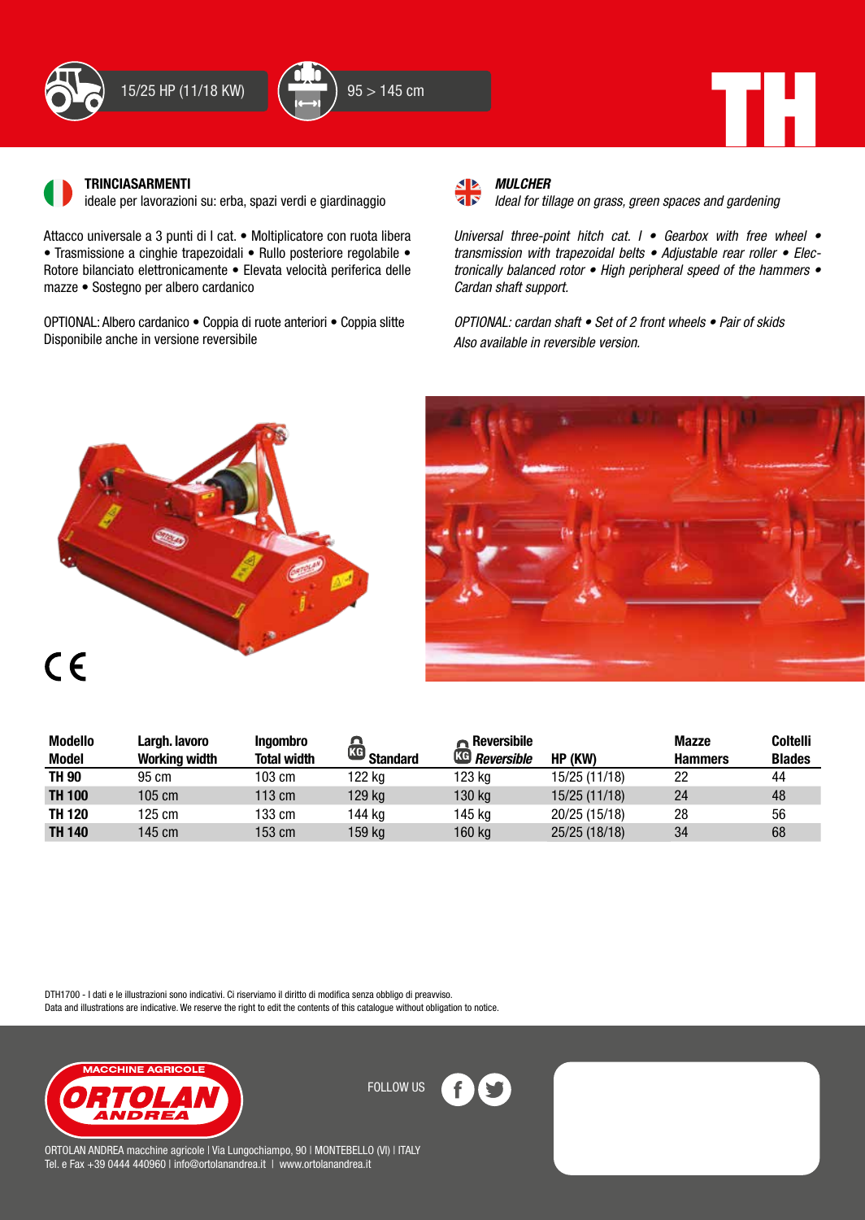15/25 HP (11/18 KW)

95 > 145 cm

# TH

## TRINCIASARMENTI

ideale per lavorazioni su: erba, spazi verdi e giardinaggio

Attacco universale a 3 punti di I cat. • Moltiplicatore con ruota libera • Trasmissione a cinghie trapezoidali • Rullo posteriore regolabile • Rotore bilanciato elettronicamente • Elevata velocità periferica delle mazze • Sostegno per albero cardanico

OPTIONAL: Albero cardanico • Coppia di ruote anteriori • Coppia slitte
Disponibile anche in versione reversibile

## *MULCHER*

*Ideal for tillage on grass, green spaces and gardening*

*Universal three-point hitch cat. I • Gearbox with free wheel • transmission with trapezoidal belts • Adjustable rear roller • Electronically balanced rotor • High peripheral speed of the hammers • Cardan shaft support.*

*OPTIONAL: cardan shaft • Set of 2 front wheels • Pair of skids*
*Also available in reversible version.*

CE

| Modello<br>Model | Largh. lavoro<br>Working width | Ingombro<br>Total width | KG Standard | KG Reversibile<br>*Reversible* | HP (KW) | Mazze<br>Hammers | Coltelli<br>Blades |
|---|---|---|---|---|---|---|---|
| **TH 90** | 95 cm | 103 cm | 122 kg | 123 kg | 15/25 (11/18) | 22 | 44 |
| **TH 100** | 105 cm | 113 cm | 129 kg | 130 kg | 15/25 (11/18) | 24 | 48 |
| **TH 120** | 125 cm | 133 cm | 144 kg | 145 kg | 20/25 (15/18) | 28 | 56 |
| **TH 140** | 145 cm | 153 cm | 159 kg | 160 kg | 25/25 (18/18) | 34 | 68 |

DTH1700 - I dati e le illustrazioni sono indicativi. Ci riserviamo il diritto di modifica senza obbligo di preavviso.
Data and illustrations are indicative. We reserve the right to edit the contents of this catalogue without obligation to notice.

MACCHINE AGRICOLE ORTOLAN ANDREA

FOLLOW US

ORTOLAN ANDREA macchine agricole | Via Lungochiampo, 90 | MONTEBELLO (VI) | ITALY
Tel. e Fax +39 0444 440960 | info@ortolanandrea.it | www.ortolanandrea.it